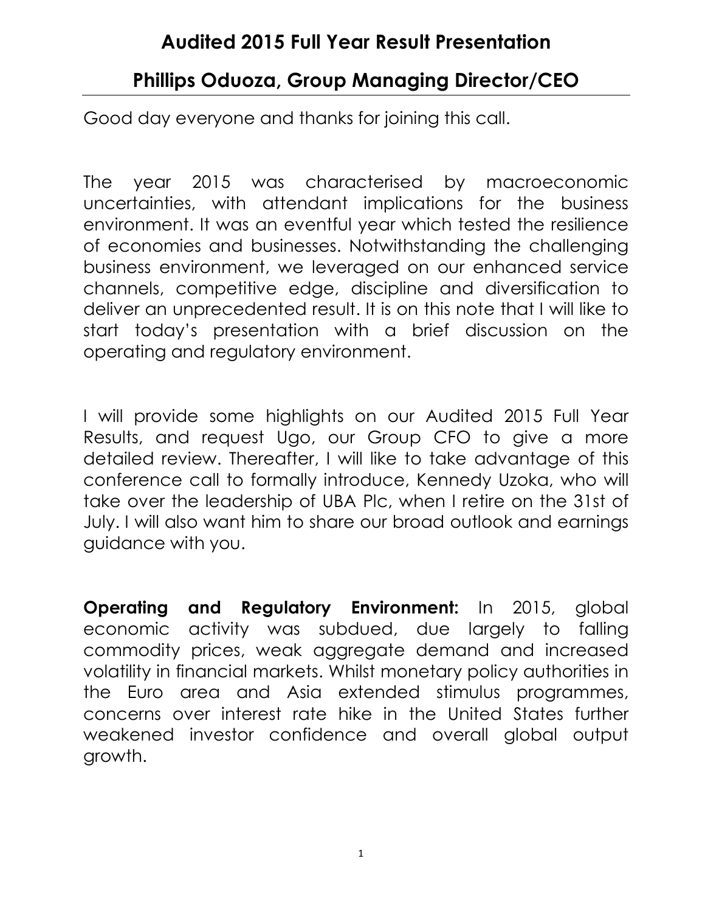# Audited 2015 Full Year Result Presentation

## Phillips Oduoza, Group Managing Director/CEO

Good day everyone and thanks for joining this call.

The year 2015 was characterised by macroeconomic uncertainties, with attendant implications for the business environment. It was an eventful year which tested the resilience of economies and businesses. Notwithstanding the challenging business environment, we leveraged on our enhanced service channels, competitive edge, discipline and diversification to deliver an unprecedented result. It is on this note that I will like to start today's presentation with a brief discussion on the operating and regulatory environment.

I will provide some highlights on our Audited 2015 Full Year Results, and request Ugo, our Group CFO to give a more detailed review. Thereafter, I will like to take advantage of this conference call to formally introduce, Kennedy Uzoka, who will take over the leadership of UBA Plc, when I retire on the 31st of July. I will also want him to share our broad outlook and earnings guidance with you.

**Operating and Regulatory Environment:** In 2015, global economic activity was subdued, due largely to falling commodity prices, weak aggregate demand and increased volatility in financial markets. Whilst monetary policy authorities in the Euro area and Asia extended stimulus programmes, concerns over interest rate hike in the United States further weakened investor confidence and overall global output growth.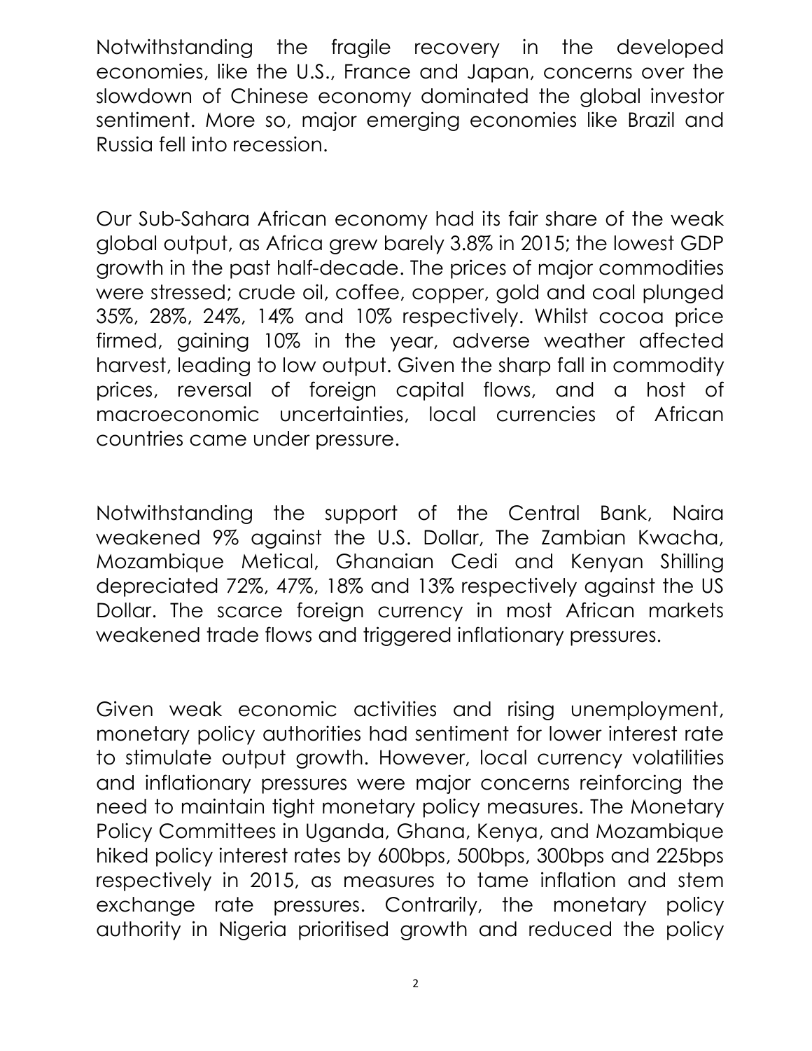Notwithstanding the fragile recovery in the developed economies, like the U.S., France and Japan, concerns over the slowdown of Chinese economy dominated the global investor sentiment. More so, major emerging economies like Brazil and Russia fell into recession.

Our Sub-Sahara African economy had its fair share of the weak global output, as Africa grew barely 3.8% in 2015; the lowest GDP growth in the past half-decade. The prices of major commodities were stressed; crude oil, coffee, copper, gold and coal plunged 35%, 28%, 24%, 14% and 10% respectively. Whilst cocoa price firmed, gaining 10% in the year, adverse weather affected harvest, leading to low output. Given the sharp fall in commodity prices, reversal of foreign capital flows, and a host of macroeconomic uncertainties, local currencies of African countries came under pressure.

Notwithstanding the support of the Central Bank, Naira weakened 9% against the U.S. Dollar, The Zambian Kwacha, Mozambique Metical, Ghanaian Cedi and Kenyan Shilling depreciated 72%, 47%, 18% and 13% respectively against the US Dollar. The scarce foreign currency in most African markets weakened trade flows and triggered inflationary pressures.

Given weak economic activities and rising unemployment, monetary policy authorities had sentiment for lower interest rate to stimulate output growth. However, local currency volatilities and inflationary pressures were major concerns reinforcing the need to maintain tight monetary policy measures. The Monetary Policy Committees in Uganda, Ghana, Kenya, and Mozambique hiked policy interest rates by 600bps, 500bps, 300bps and 225bps respectively in 2015, as measures to tame inflation and stem exchange rate pressures. Contrarily, the monetary policy authority in Nigeria prioritised growth and reduced the policy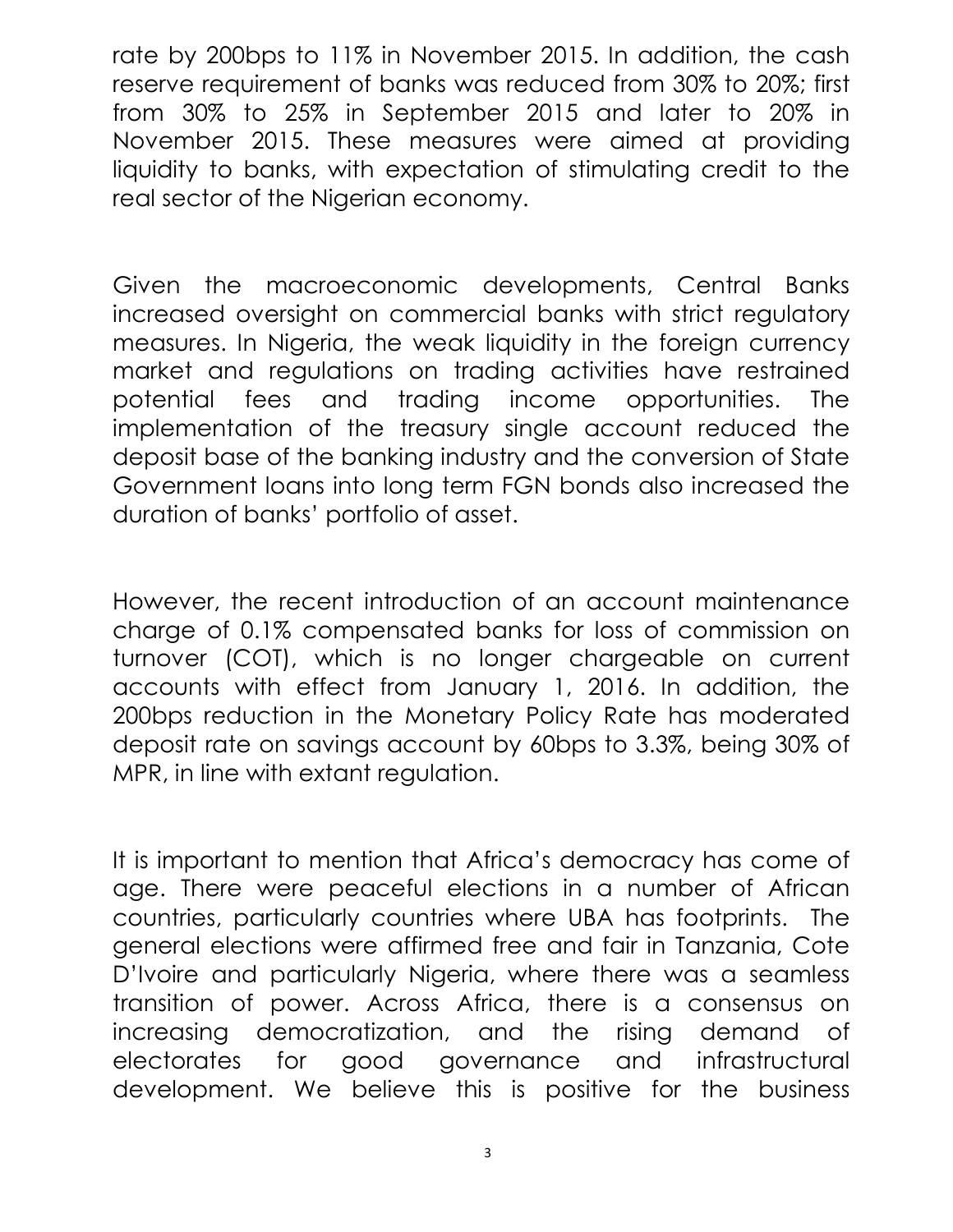rate by 200bps to 11% in November 2015. In addition, the cash reserve requirement of banks was reduced from 30% to 20%; first from 30% to 25% in September 2015 and later to 20% in November 2015. These measures were aimed at providing liquidity to banks, with expectation of stimulating credit to the real sector of the Nigerian economy.

Given the macroeconomic developments, Central Banks increased oversight on commercial banks with strict regulatory measures. In Nigeria, the weak liquidity in the foreign currency market and regulations on trading activities have restrained potential fees and trading income opportunities. The implementation of the treasury single account reduced the deposit base of the banking industry and the conversion of State Government loans into long term FGN bonds also increased the duration of banks' portfolio of asset.

However, the recent introduction of an account maintenance charge of 0.1% compensated banks for loss of commission on turnover (COT), which is no longer chargeable on current accounts with effect from January 1, 2016. In addition, the 200bps reduction in the Monetary Policy Rate has moderated deposit rate on savings account by 60bps to 3.3%, being 30% of MPR, in line with extant regulation.

It is important to mention that Africa's democracy has come of age. There were peaceful elections in a number of African countries, particularly countries where UBA has footprints. The general elections were affirmed free and fair in Tanzania, Cote D'Ivoire and particularly Nigeria, where there was a seamless transition of power. Across Africa, there is a consensus on increasing democratization, and the rising demand of electorates for good governance and infrastructural development. We believe this is positive for the business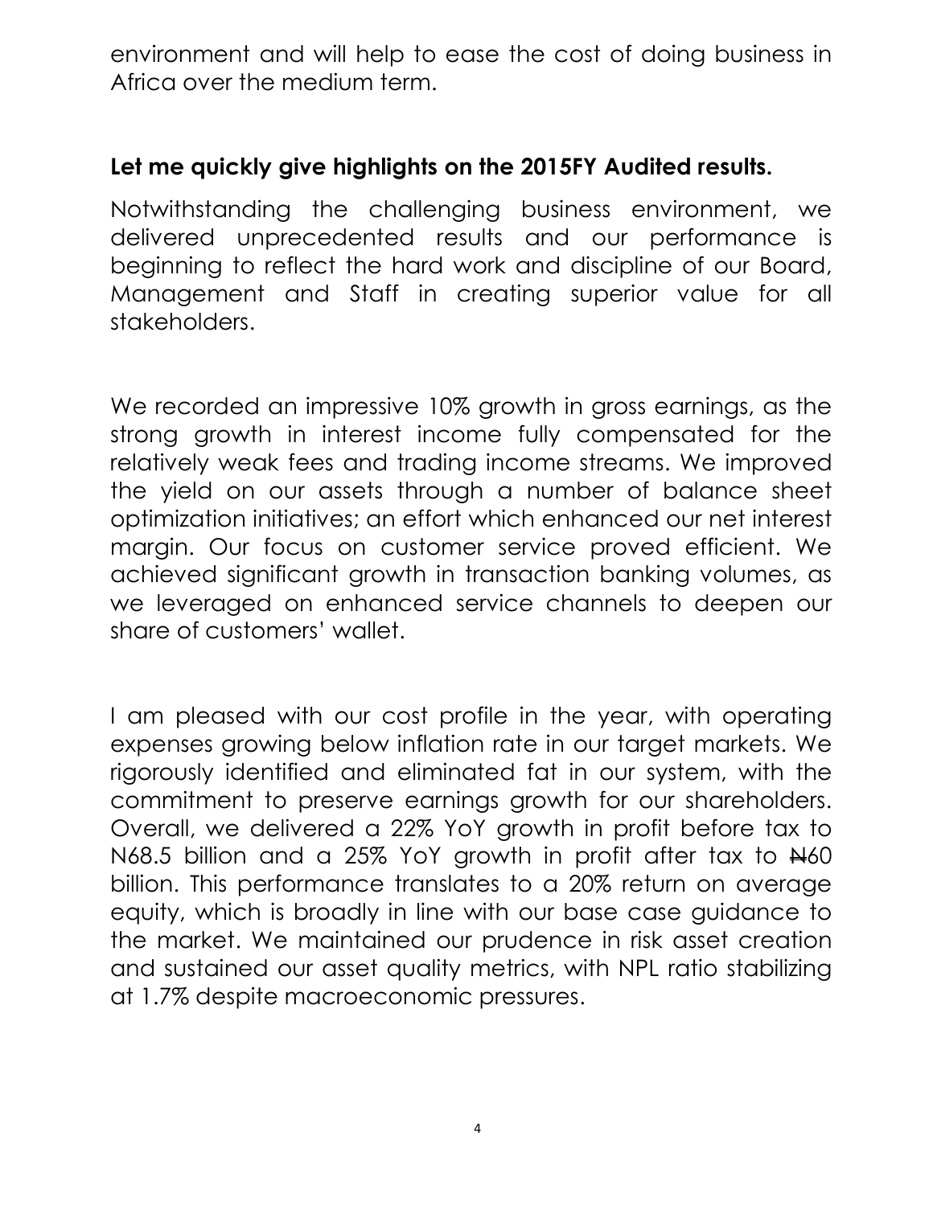environment and will help to ease the cost of doing business in Africa over the medium term.

**Let me quickly give highlights on the 2015FY Audited results.**

Notwithstanding the challenging business environment, we delivered unprecedented results and our performance is beginning to reflect the hard work and discipline of our Board, Management and Staff in creating superior value for all stakeholders.

We recorded an impressive 10% growth in gross earnings, as the strong growth in interest income fully compensated for the relatively weak fees and trading income streams. We improved the yield on our assets through a number of balance sheet optimization initiatives; an effort which enhanced our net interest margin. Our focus on customer service proved efficient. We achieved significant growth in transaction banking volumes, as we leveraged on enhanced service channels to deepen our share of customers' wallet.

I am pleased with our cost profile in the year, with operating expenses growing below inflation rate in our target markets. We rigorously identified and eliminated fat in our system, with the commitment to preserve earnings growth for our shareholders. Overall, we delivered a 22% YoY growth in profit before tax to N68.5 billion and a 25% YoY growth in profit after tax to ₦60 billion. This performance translates to a 20% return on average equity, which is broadly in line with our base case guidance to the market. We maintained our prudence in risk asset creation and sustained our asset quality metrics, with NPL ratio stabilizing at 1.7% despite macroeconomic pressures.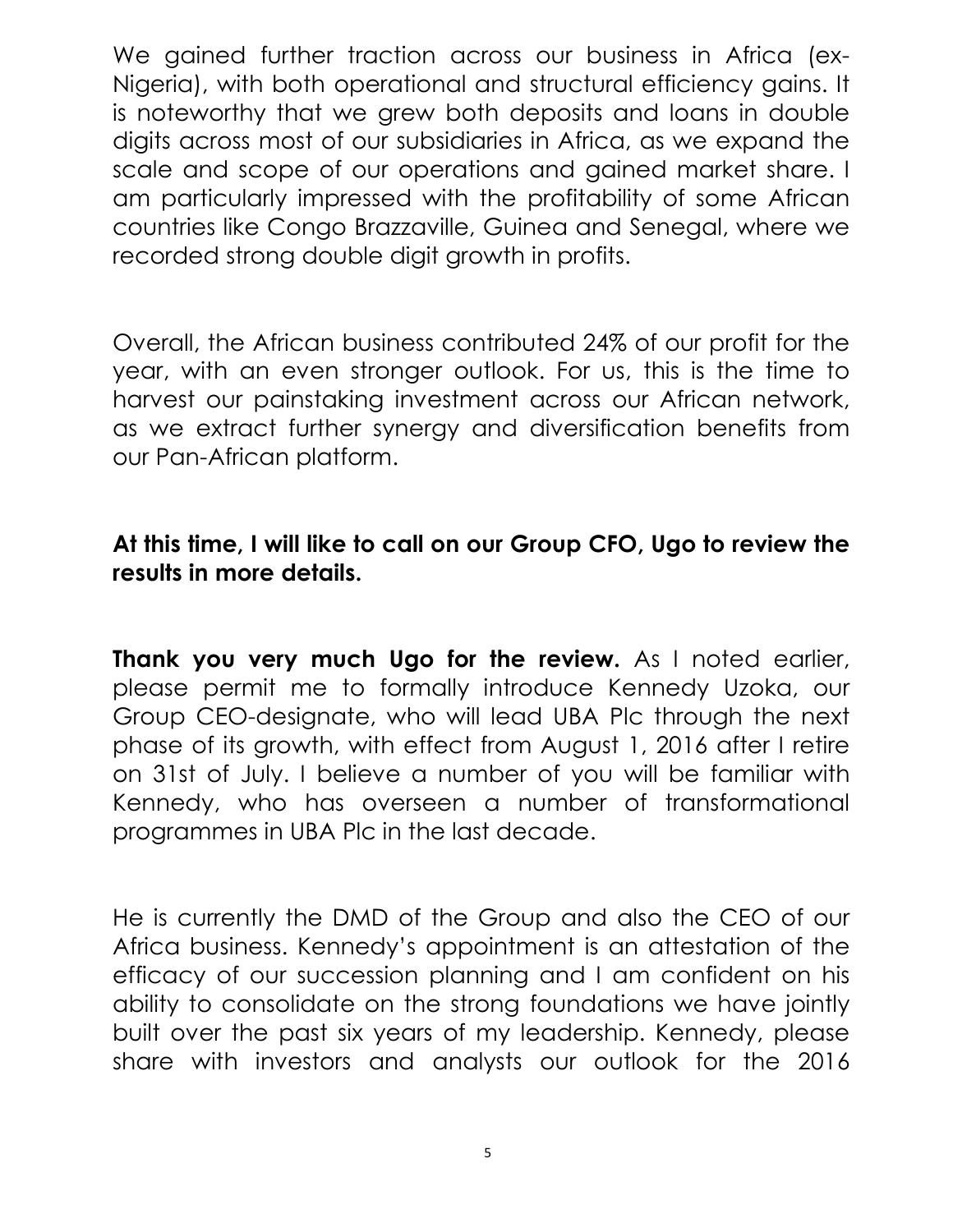We gained further traction across our business in Africa (ex-Nigeria), with both operational and structural efficiency gains. It is noteworthy that we grew both deposits and loans in double digits across most of our subsidiaries in Africa, as we expand the scale and scope of our operations and gained market share. I am particularly impressed with the profitability of some African countries like Congo Brazzaville, Guinea and Senegal, where we recorded strong double digit growth in profits.

Overall, the African business contributed 24% of our profit for the year, with an even stronger outlook. For us, this is the time to harvest our painstaking investment across our African network, as we extract further synergy and diversification benefits from our Pan-African platform.

**At this time, I will like to call on our Group CFO, Ugo to review the results in more details.**

**Thank you very much Ugo for the review.** As I noted earlier, please permit me to formally introduce Kennedy Uzoka, our Group CEO-designate, who will lead UBA Plc through the next phase of its growth, with effect from August 1, 2016 after I retire on 31st of July. I believe a number of you will be familiar with Kennedy, who has overseen a number of transformational programmes in UBA Plc in the last decade.

He is currently the DMD of the Group and also the CEO of our Africa business. Kennedy's appointment is an attestation of the efficacy of our succession planning and I am confident on his ability to consolidate on the strong foundations we have jointly built over the past six years of my leadership. Kennedy, please share with investors and analysts our outlook for the 2016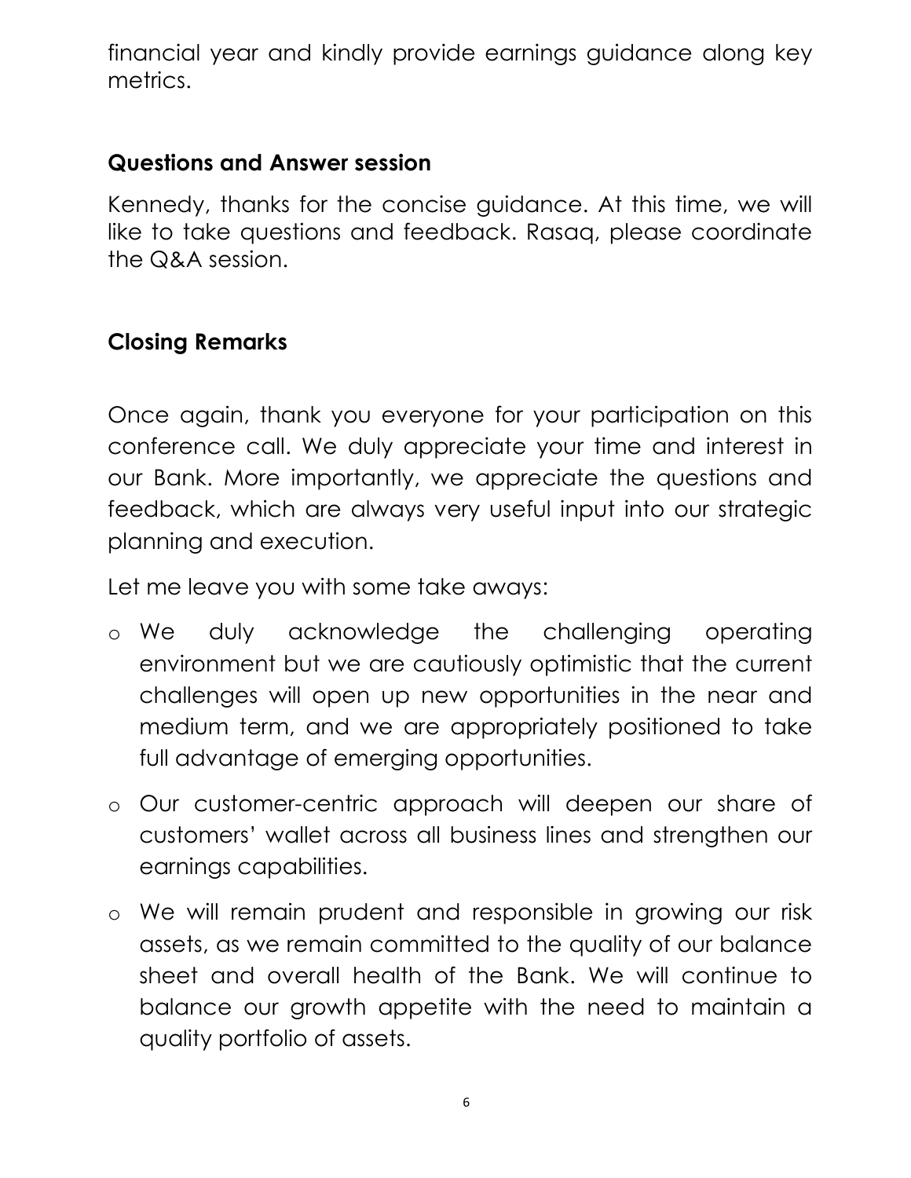financial year and kindly provide earnings guidance along key metrics.

## Questions and Answer session

Kennedy, thanks for the concise guidance. At this time, we will like to take questions and feedback. Rasaq, please coordinate the Q&A session.

## Closing Remarks

Once again, thank you everyone for your participation on this conference call. We duly appreciate your time and interest in our Bank. More importantly, we appreciate the questions and feedback, which are always very useful input into our strategic planning and execution.

Let me leave you with some take aways:

- We duly acknowledge the challenging operating environment but we are cautiously optimistic that the current challenges will open up new opportunities in the near and medium term, and we are appropriately positioned to take full advantage of emerging opportunities.
- Our customer-centric approach will deepen our share of customers' wallet across all business lines and strengthen our earnings capabilities.
- We will remain prudent and responsible in growing our risk assets, as we remain committed to the quality of our balance sheet and overall health of the Bank. We will continue to balance our growth appetite with the need to maintain a quality portfolio of assets.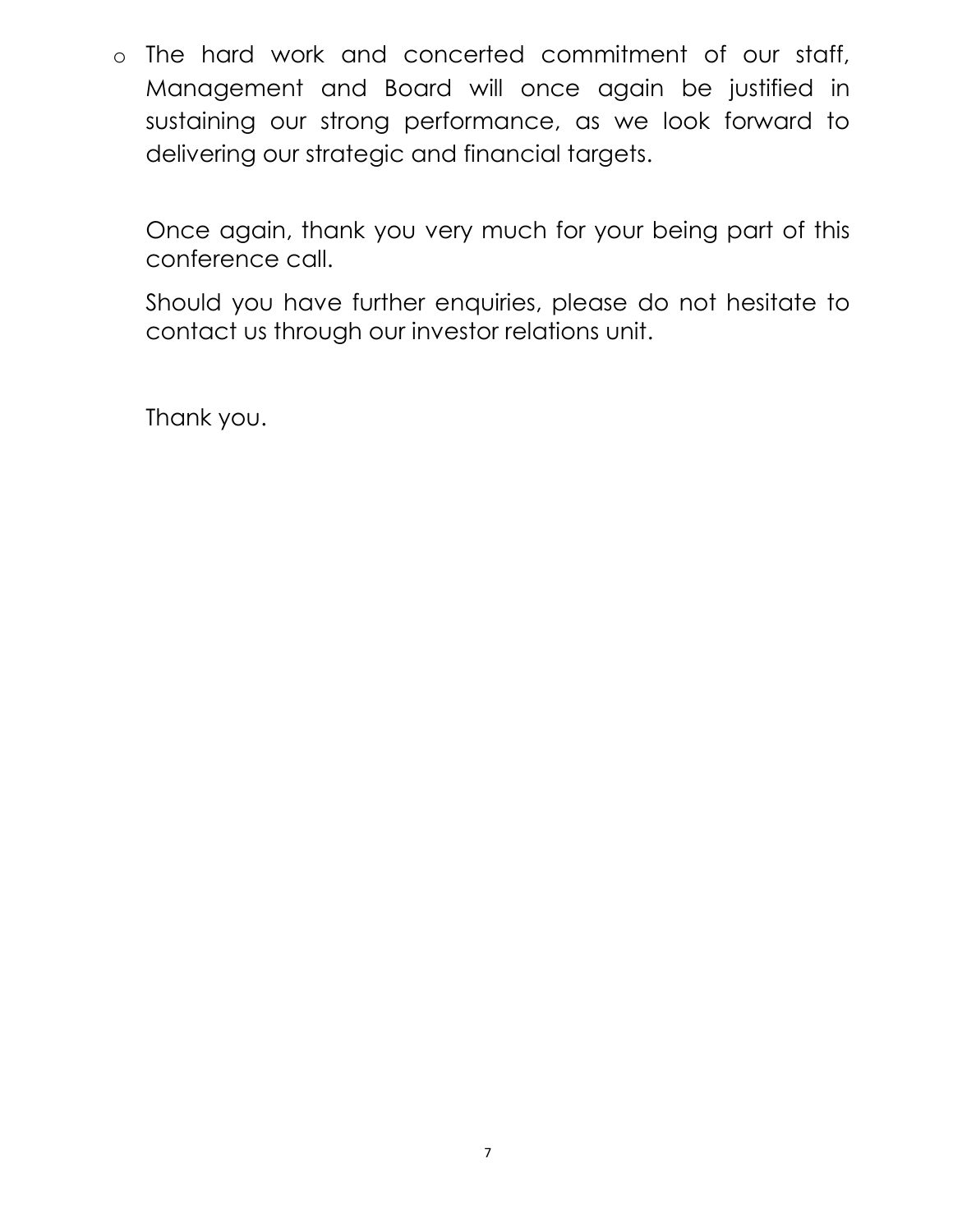- The hard work and concerted commitment of our staff, Management and Board will once again be justified in sustaining our strong performance, as we look forward to delivering our strategic and financial targets.

Once again, thank you very much for your being part of this conference call.

Should you have further enquiries, please do not hesitate to contact us through our investor relations unit.

Thank you.